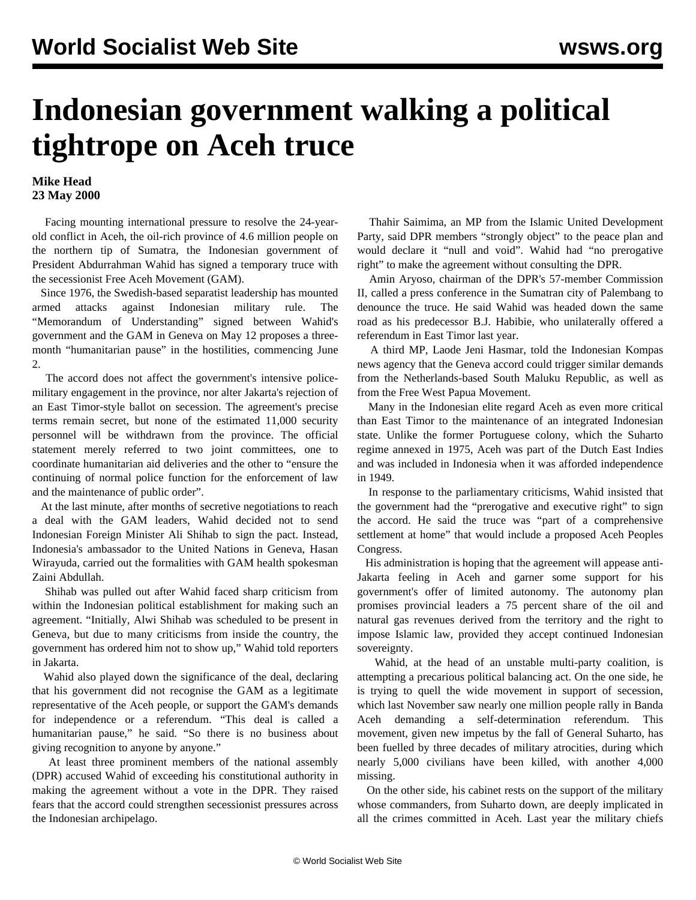# Indonesian government walking a political tightrope on Aceh truce

**Mike Head**
**23 May 2000**

Facing mounting international pressure to resolve the 24-year-old conflict in Aceh, the oil-rich province of 4.6 million people on the northern tip of Sumatra, the Indonesian government of President Abdurrahman Wahid has signed a temporary truce with the secessionist Free Aceh Movement (GAM).

Since 1976, the Swedish-based separatist leadership has mounted armed attacks against Indonesian military rule. The "Memorandum of Understanding" signed between Wahid's government and the GAM in Geneva on May 12 proposes a three-month "humanitarian pause" in the hostilities, commencing June 2.

The accord does not affect the government's intensive police-military engagement in the province, nor alter Jakarta's rejection of an East Timor-style ballot on secession. The agreement's precise terms remain secret, but none of the estimated 11,000 security personnel will be withdrawn from the province. The official statement merely referred to two joint committees, one to coordinate humanitarian aid deliveries and the other to "ensure the continuing of normal police function for the enforcement of law and the maintenance of public order".

At the last minute, after months of secretive negotiations to reach a deal with the GAM leaders, Wahid decided not to send Indonesian Foreign Minister Ali Shihab to sign the pact. Instead, Indonesia's ambassador to the United Nations in Geneva, Hasan Wirayuda, carried out the formalities with GAM health spokesman Zaini Abdullah.

Shihab was pulled out after Wahid faced sharp criticism from within the Indonesian political establishment for making such an agreement. "Initially, Alwi Shihab was scheduled to be present in Geneva, but due to many criticisms from inside the country, the government has ordered him not to show up," Wahid told reporters in Jakarta.

Wahid also played down the significance of the deal, declaring that his government did not recognise the GAM as a legitimate representative of the Aceh people, or support the GAM's demands for independence or a referendum. "This deal is called a humanitarian pause," he said. "So there is no business about giving recognition to anyone by anyone."

At least three prominent members of the national assembly (DPR) accused Wahid of exceeding his constitutional authority in making the agreement without a vote in the DPR. They raised fears that the accord could strengthen secessionist pressures across the Indonesian archipelago.

Thahir Saimima, an MP from the Islamic United Development Party, said DPR members "strongly object" to the peace plan and would declare it "null and void". Wahid had "no prerogative right" to make the agreement without consulting the DPR.

Amin Aryoso, chairman of the DPR's 57-member Commission II, called a press conference in the Sumatran city of Palembang to denounce the truce. He said Wahid was headed down the same road as his predecessor B.J. Habibie, who unilaterally offered a referendum in East Timor last year.

A third MP, Laode Jeni Hasmar, told the Indonesian Kompas news agency that the Geneva accord could trigger similar demands from the Netherlands-based South Maluku Republic, as well as from the Free West Papua Movement.

Many in the Indonesian elite regard Aceh as even more critical than East Timor to the maintenance of an integrated Indonesian state. Unlike the former Portuguese colony, which the Suharto regime annexed in 1975, Aceh was part of the Dutch East Indies and was included in Indonesia when it was afforded independence in 1949.

In response to the parliamentary criticisms, Wahid insisted that the government had the "prerogative and executive right" to sign the accord. He said the truce was "part of a comprehensive settlement at home" that would include a proposed Aceh Peoples Congress.

His administration is hoping that the agreement will appease anti-Jakarta feeling in Aceh and garner some support for his government's offer of limited autonomy. The autonomy plan promises provincial leaders a 75 percent share of the oil and natural gas revenues derived from the territory and the right to impose Islamic law, provided they accept continued Indonesian sovereignty.

Wahid, at the head of an unstable multi-party coalition, is attempting a precarious political balancing act. On the one side, he is trying to quell the wide movement in support of secession, which last November saw nearly one million people rally in Banda Aceh demanding a self-determination referendum. This movement, given new impetus by the fall of General Suharto, has been fuelled by three decades of military atrocities, during which nearly 5,000 civilians have been killed, with another 4,000 missing.

On the other side, his cabinet rests on the support of the military whose commanders, from Suharto down, are deeply implicated in all the crimes committed in Aceh. Last year the military chiefs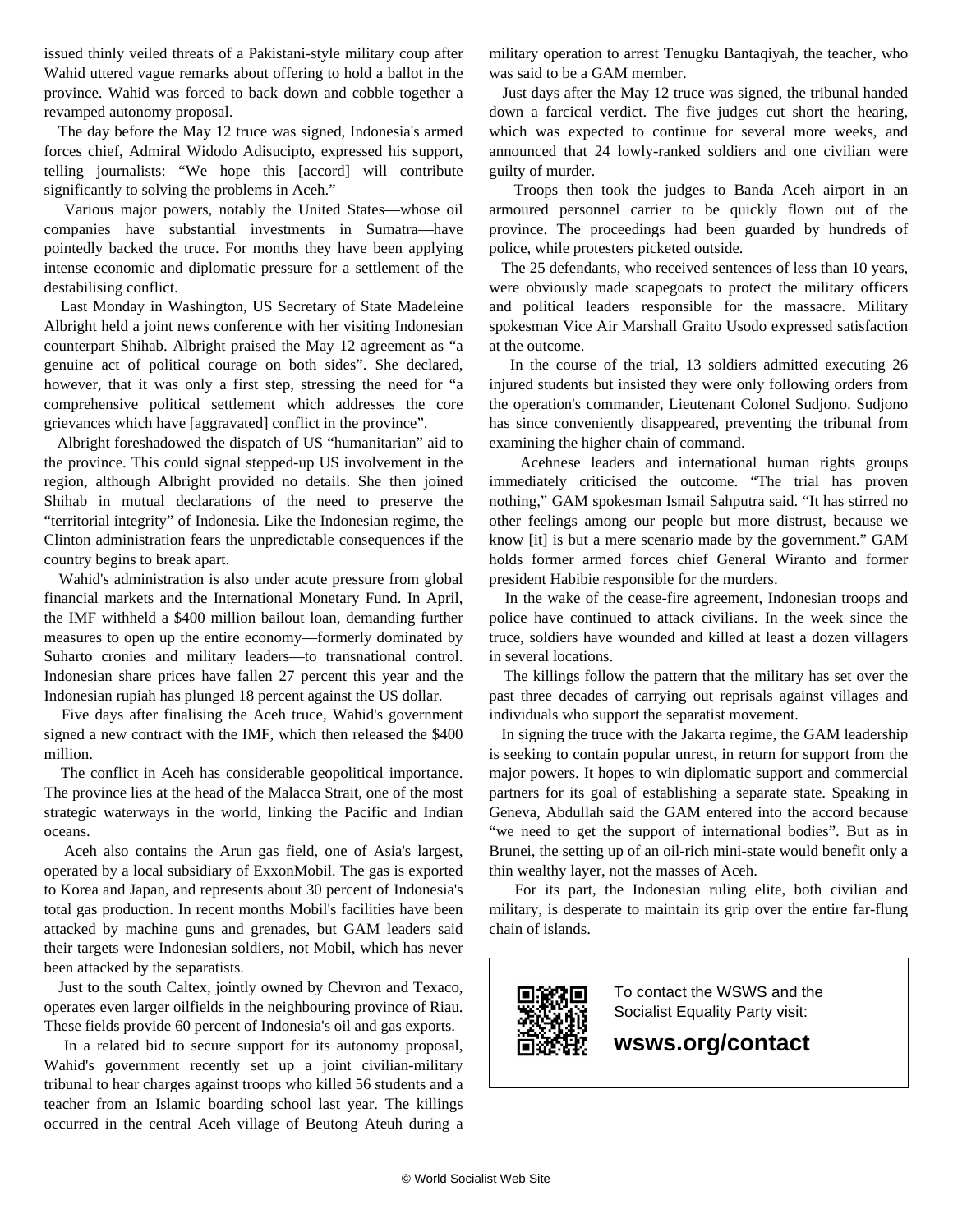issued thinly veiled threats of a Pakistani-style military coup after Wahid uttered vague remarks about offering to hold a ballot in the province. Wahid was forced to back down and cobble together a revamped autonomy proposal.

The day before the May 12 truce was signed, Indonesia's armed forces chief, Admiral Widodo Adisucipto, expressed his support, telling journalists: "We hope this [accord] will contribute significantly to solving the problems in Aceh."

Various major powers, notably the United States—whose oil companies have substantial investments in Sumatra—have pointedly backed the truce. For months they have been applying intense economic and diplomatic pressure for a settlement of the destabilising conflict.

Last Monday in Washington, US Secretary of State Madeleine Albright held a joint news conference with her visiting Indonesian counterpart Shihab. Albright praised the May 12 agreement as "a genuine act of political courage on both sides". She declared, however, that it was only a first step, stressing the need for "a comprehensive political settlement which addresses the core grievances which have [aggravated] conflict in the province".

Albright foreshadowed the dispatch of US "humanitarian" aid to the province. This could signal stepped-up US involvement in the region, although Albright provided no details. She then joined Shihab in mutual declarations of the need to preserve the "territorial integrity" of Indonesia. Like the Indonesian regime, the Clinton administration fears the unpredictable consequences if the country begins to break apart.

Wahid's administration is also under acute pressure from global financial markets and the International Monetary Fund. In April, the IMF withheld a $400 million bailout loan, demanding further measures to open up the entire economy—formerly dominated by Suharto cronies and military leaders—to transnational control. Indonesian share prices have fallen 27 percent this year and the Indonesian rupiah has plunged 18 percent against the US dollar.

Five days after finalising the Aceh truce, Wahid's government signed a new contract with the IMF, which then released the $400 million.

The conflict in Aceh has considerable geopolitical importance. The province lies at the head of the Malacca Strait, one of the most strategic waterways in the world, linking the Pacific and Indian oceans.

Aceh also contains the Arun gas field, one of Asia's largest, operated by a local subsidiary of ExxonMobil. The gas is exported to Korea and Japan, and represents about 30 percent of Indonesia's total gas production. In recent months Mobil's facilities have been attacked by machine guns and grenades, but GAM leaders said their targets were Indonesian soldiers, not Mobil, which has never been attacked by the separatists.

Just to the south Caltex, jointly owned by Chevron and Texaco, operates even larger oilfields in the neighbouring province of Riau. These fields provide 60 percent of Indonesia's oil and gas exports.

In a related bid to secure support for its autonomy proposal, Wahid's government recently set up a joint civilian-military tribunal to hear charges against troops who killed 56 students and a teacher from an Islamic boarding school last year. The killings occurred in the central Aceh village of Beutong Ateuh during a military operation to arrest Tenugku Bantaqiyah, the teacher, who was said to be a GAM member.

Just days after the May 12 truce was signed, the tribunal handed down a farcical verdict. The five judges cut short the hearing, which was expected to continue for several more weeks, and announced that 24 lowly-ranked soldiers and one civilian were guilty of murder.

Troops then took the judges to Banda Aceh airport in an armoured personnel carrier to be quickly flown out of the province. The proceedings had been guarded by hundreds of police, while protesters picketed outside.

The 25 defendants, who received sentences of less than 10 years, were obviously made scapegoats to protect the military officers and political leaders responsible for the massacre. Military spokesman Vice Air Marshall Graito Usodo expressed satisfaction at the outcome.

In the course of the trial, 13 soldiers admitted executing 26 injured students but insisted they were only following orders from the operation's commander, Lieutenant Colonel Sudjono. Sudjono has since conveniently disappeared, preventing the tribunal from examining the higher chain of command.

Acehnese leaders and international human rights groups immediately criticised the outcome. "The trial has proven nothing," GAM spokesman Ismail Sahputra said. "It has stirred no other feelings among our people but more distrust, because we know [it] is but a mere scenario made by the government." GAM holds former armed forces chief General Wiranto and former president Habibie responsible for the murders.

In the wake of the cease-fire agreement, Indonesian troops and police have continued to attack civilians. In the week since the truce, soldiers have wounded and killed at least a dozen villagers in several locations.

The killings follow the pattern that the military has set over the past three decades of carrying out reprisals against villages and individuals who support the separatist movement.

In signing the truce with the Jakarta regime, the GAM leadership is seeking to contain popular unrest, in return for support from the major powers. It hopes to win diplomatic support and commercial partners for its goal of establishing a separate state. Speaking in Geneva, Abdullah said the GAM entered into the accord because "we need to get the support of international bodies". But as in Brunei, the setting up of an oil-rich mini-state would benefit only a thin wealthy layer, not the masses of Aceh.

For its part, the Indonesian ruling elite, both civilian and military, is desperate to maintain its grip over the entire far-flung chain of islands.

To contact the WSWS and the Socialist Equality Party visit:

**wsws.org/contact**